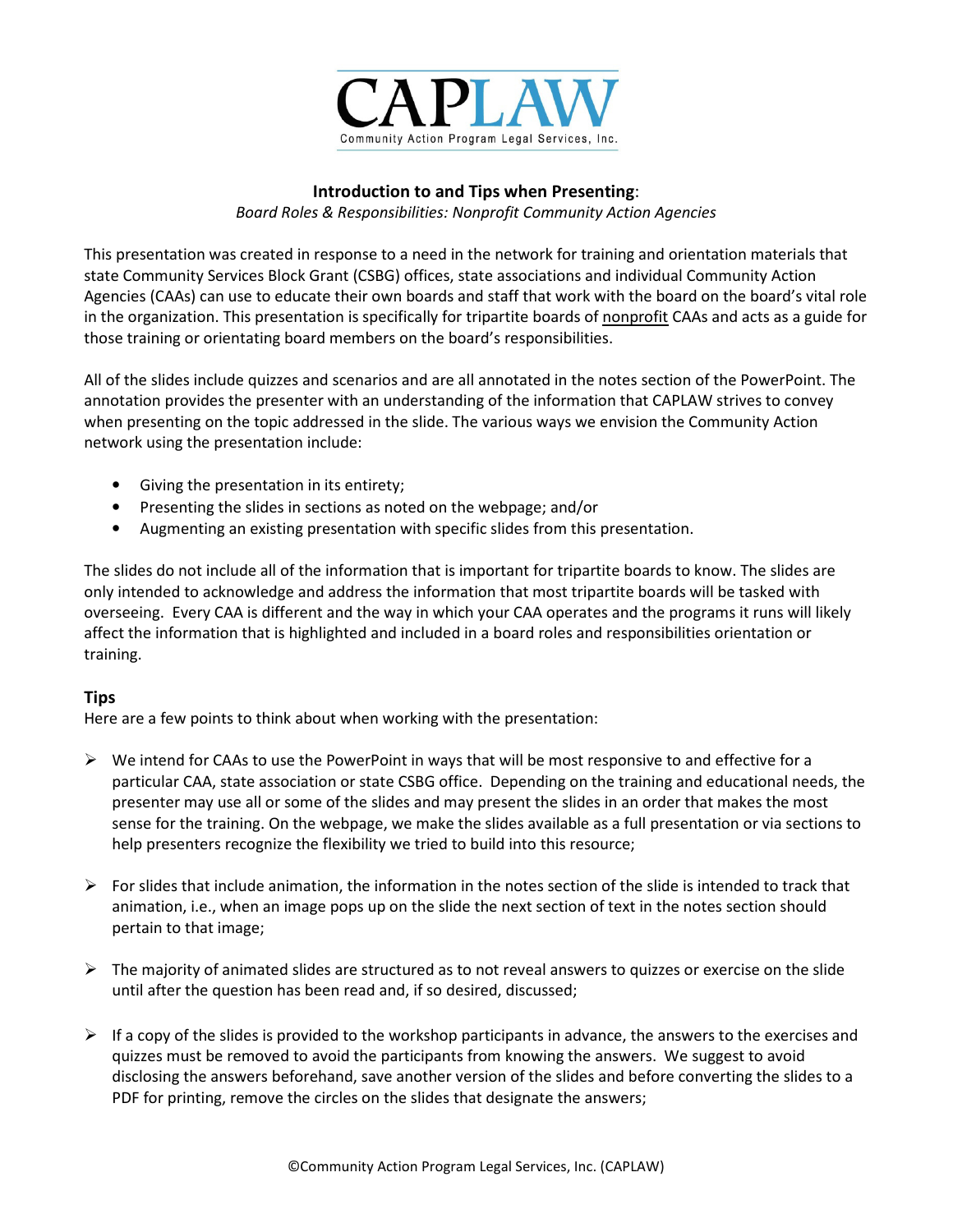# CAPLAW

Community Action Program Legal Services, Inc.

**Introduction to and Tips when Presenting**:

*Board Roles & Responsibilities: Nonprofit Community Action Agencies*

This presentation was created in response to a need in the network for training and orientation materials that state Community Services Block Grant (CSBG) offices, state associations and individual Community Action Agencies (CAAs) can use to educate their own boards and staff that work with the board on the board's vital role in the organization. This presentation is specifically for tripartite boards of nonprofit CAAs and acts as a guide for those training or orientating board members on the board's responsibilities.

All of the slides include quizzes and scenarios and are all annotated in the notes section of the PowerPoint. The annotation provides the presenter with an understanding of the information that CAPLAW strives to convey when presenting on the topic addressed in the slide. The various ways we envision the Community Action network using the presentation include:

- Giving the presentation in its entirety;
- Presenting the slides in sections as noted on the webpage; and/or
- Augmenting an existing presentation with specific slides from this presentation.

The slides do not include all of the information that is important for tripartite boards to know. The slides are only intended to acknowledge and address the information that most tripartite boards will be tasked with overseeing. Every CAA is different and the way in which your CAA operates and the programs it runs will likely affect the information that is highlighted and included in a board roles and responsibilities orientation or training.

## Tips

Here are a few points to think about when working with the presentation:

- We intend for CAAs to use the PowerPoint in ways that will be most responsive to and effective for a particular CAA, state association or state CSBG office. Depending on the training and educational needs, the presenter may use all or some of the slides and may present the slides in an order that makes the most sense for the training. On the webpage, we make the slides available as a full presentation or via sections to help presenters recognize the flexibility we tried to build into this resource;
- For slides that include animation, the information in the notes section of the slide is intended to track that animation, i.e., when an image pops up on the slide the next section of text in the notes section should pertain to that image;
- The majority of animated slides are structured as to not reveal answers to quizzes or exercise on the slide until after the question has been read and, if so desired, discussed;
- If a copy of the slides is provided to the workshop participants in advance, the answers to the exercises and quizzes must be removed to avoid the participants from knowing the answers. We suggest to avoid disclosing the answers beforehand, save another version of the slides and before converting the slides to a PDF for printing, remove the circles on the slides that designate the answers;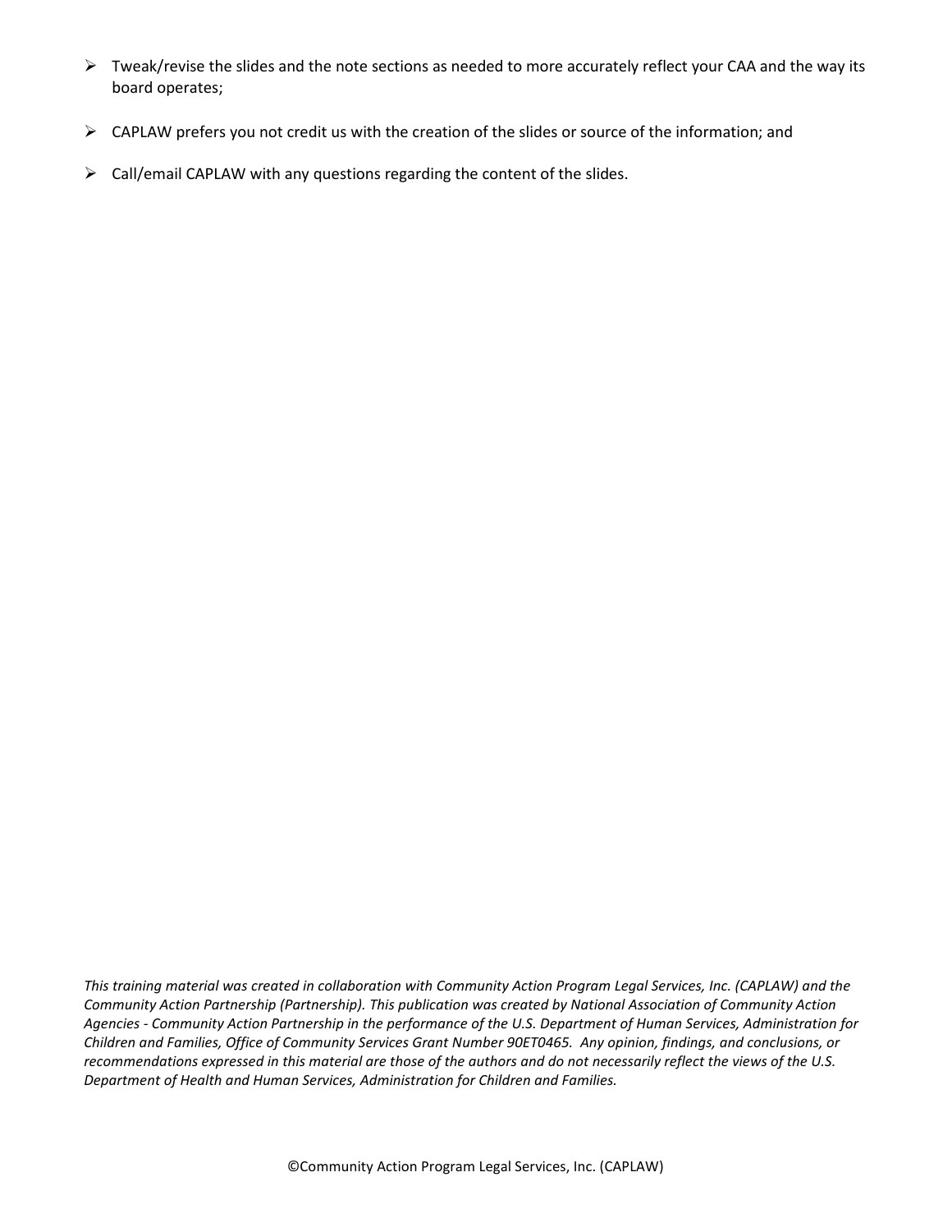- Tweak/revise the slides and the note sections as needed to more accurately reflect your CAA and the way its board operates;
- CAPLAW prefers you not credit us with the creation of the slides or source of the information; and
- Call/email CAPLAW with any questions regarding the content of the slides.

*This training material was created in collaboration with Community Action Program Legal Services, Inc. (CAPLAW) and the Community Action Partnership (Partnership). This publication was created by National Association of Community Action Agencies - Community Action Partnership in the performance of the U.S. Department of Human Services, Administration for Children and Families, Office of Community Services Grant Number 90ET0465. Any opinion, findings, and conclusions, or recommendations expressed in this material are those of the authors and do not necessarily reflect the views of the U.S. Department of Health and Human Services, Administration for Children and Families.*

©Community Action Program Legal Services, Inc. (CAPLAW)